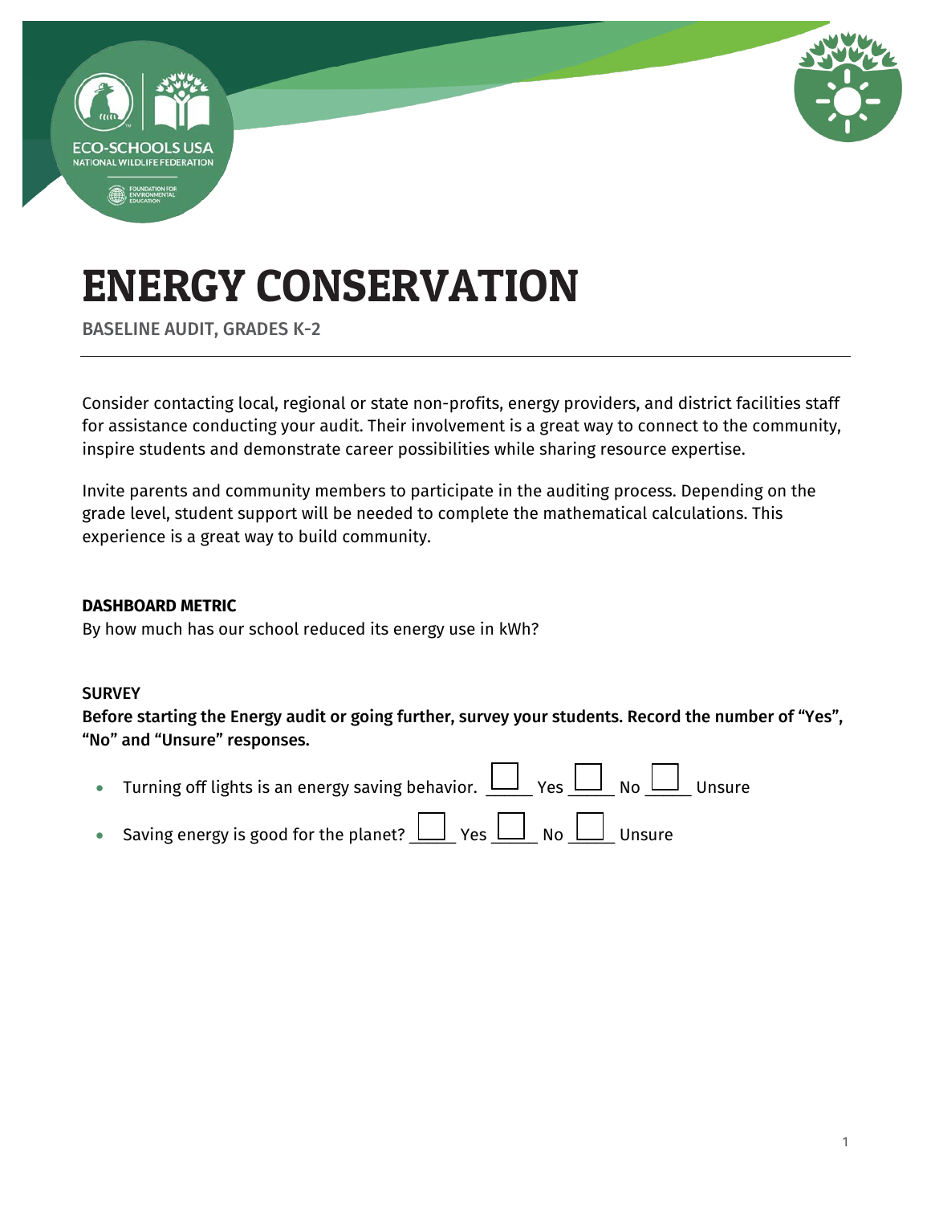# ENERGY CONSERVATION

BASELINE AUDIT, GRADES K-2

Consider contacting local, regional or state non-profits, energy providers, and district facilities staff for assistance conducting your audit. Their involvement is a great way to connect to the community, inspire students and demonstrate career possibilities while sharing resource expertise.

Invite parents and community members to participate in the auditing process. Depending on the grade level, student support will be needed to complete the mathematical calculations. This experience is a great way to build community.

**DASHBOARD METRIC**

By how much has our school reduced its energy use in kWh?

**SURVEY**

**Before starting the Energy audit or going further, survey your students. Record the number of "Yes", "No" and "Unsure" responses.**

- Turning off lights is an energy saving behavior. ☐ ______ Yes ☐ ______ No ☐ ______ Unsure
- Saving energy is good for the planet? ☐ ______ Yes ☐ ______ No ☐ ______ Unsure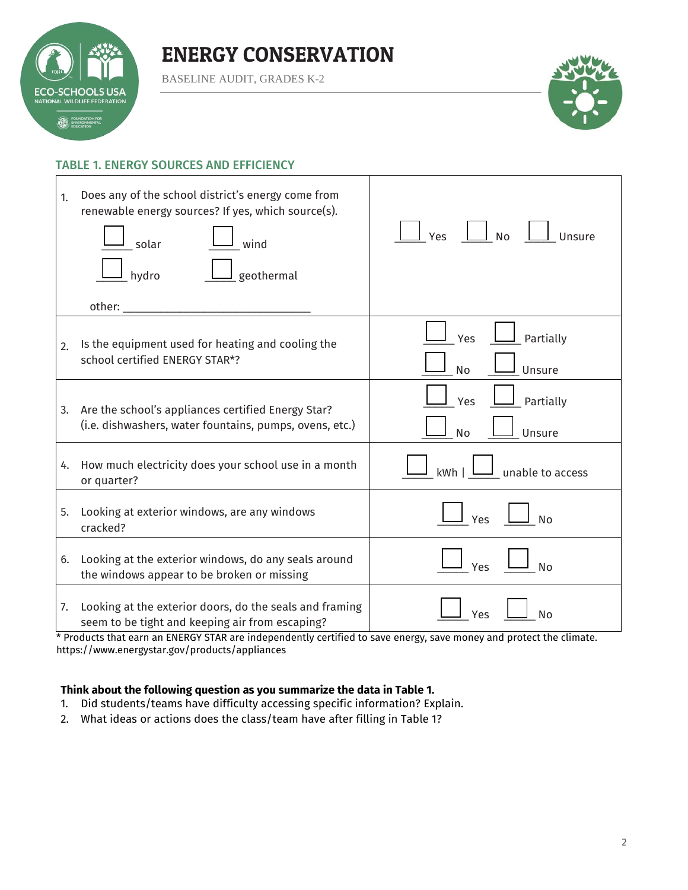# ENERGY CONSERVATION

BASELINE AUDIT, GRADES K-2

## TABLE 1. ENERGY SOURCES AND EFFICIENCY

| Question | Response |
|---|---|
| 1. Does any of the school district's energy come from renewable energy sources? If yes, which source(s).<br>☐ solar ☐ wind<br>☐ hydro ☐ geothermal<br>other: ______________________________ | ☐ Yes ☐ No ☐ Unsure |
| 2. Is the equipment used for heating and cooling the school certified ENERGY STAR*? | ☐ Yes ☐ Partially<br>☐ No ☐ Unsure |
| 3. Are the school's appliances certified Energy Star? (i.e. dishwashers, water fountains, pumps, ovens, etc.) | ☐ Yes ☐ Partially<br>☐ No ☐ Unsure |
| 4. How much electricity does your school use in a month or quarter? | ☐ kWh \| ☐ unable to access |
| 5. Looking at exterior windows, are any windows cracked? | ☐ Yes ☐ No |
| 6. Looking at the exterior windows, do any seals around the windows appear to be broken or missing | ☐ Yes ☐ No |
| 7. Looking at the exterior doors, do the seals and framing seem to be tight and keeping air from escaping? | ☐ Yes ☐ No |

* Products that earn an ENERGY STAR are independently certified to save energy, save money and protect the climate. https://www.energystar.gov/products/appliances

**Think about the following question as you summarize the data in Table 1.**

1. Did students/teams have difficulty accessing specific information? Explain.
2. What ideas or actions does the class/team have after filling in Table 1?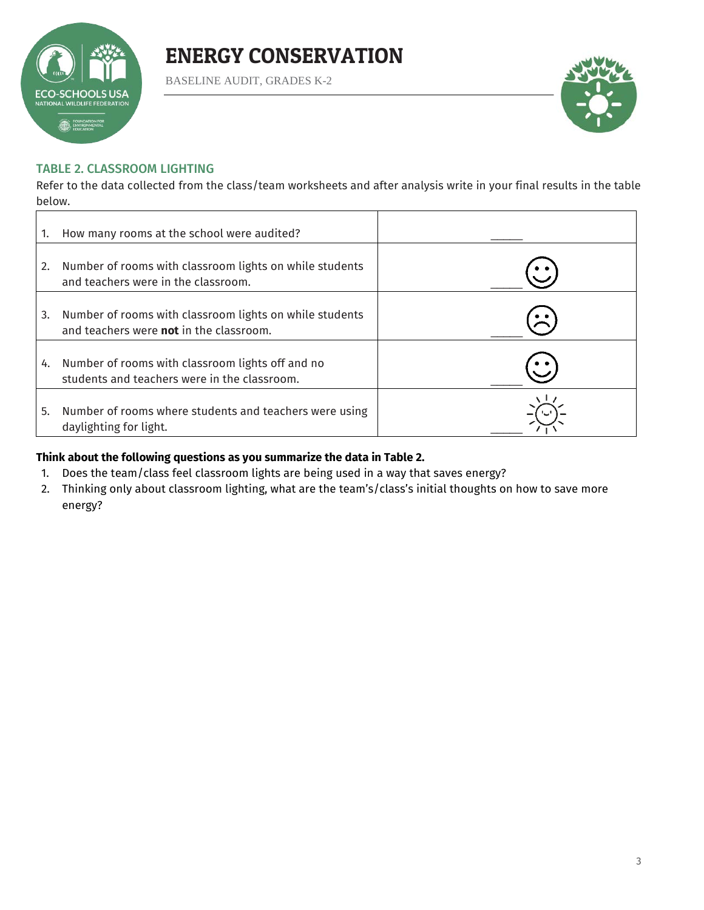# ENERGY CONSERVATION

BASELINE AUDIT, GRADES K-2

## TABLE 2. CLASSROOM LIGHTING

Refer to the data collected from the class/team worksheets and after analysis write in your final results in the table below.

| | |
|---|---|
| 1. How many rooms at the school were audited? | _____ |
| 2. Number of rooms with classroom lights on while students and teachers were in the classroom. | _____ |
| 3. Number of rooms with classroom lights on while students and teachers were **not** in the classroom. | _____ |
| 4. Number of rooms with classroom lights off and no students and teachers were in the classroom. | _____ |
| 5. Number of rooms where students and teachers were using daylighting for light. | _____ |

**Think about the following questions as you summarize the data in Table 2.**

1. Does the team/class feel classroom lights are being used in a way that saves energy?
2. Thinking only about classroom lighting, what are the team's/class's initial thoughts on how to save more energy?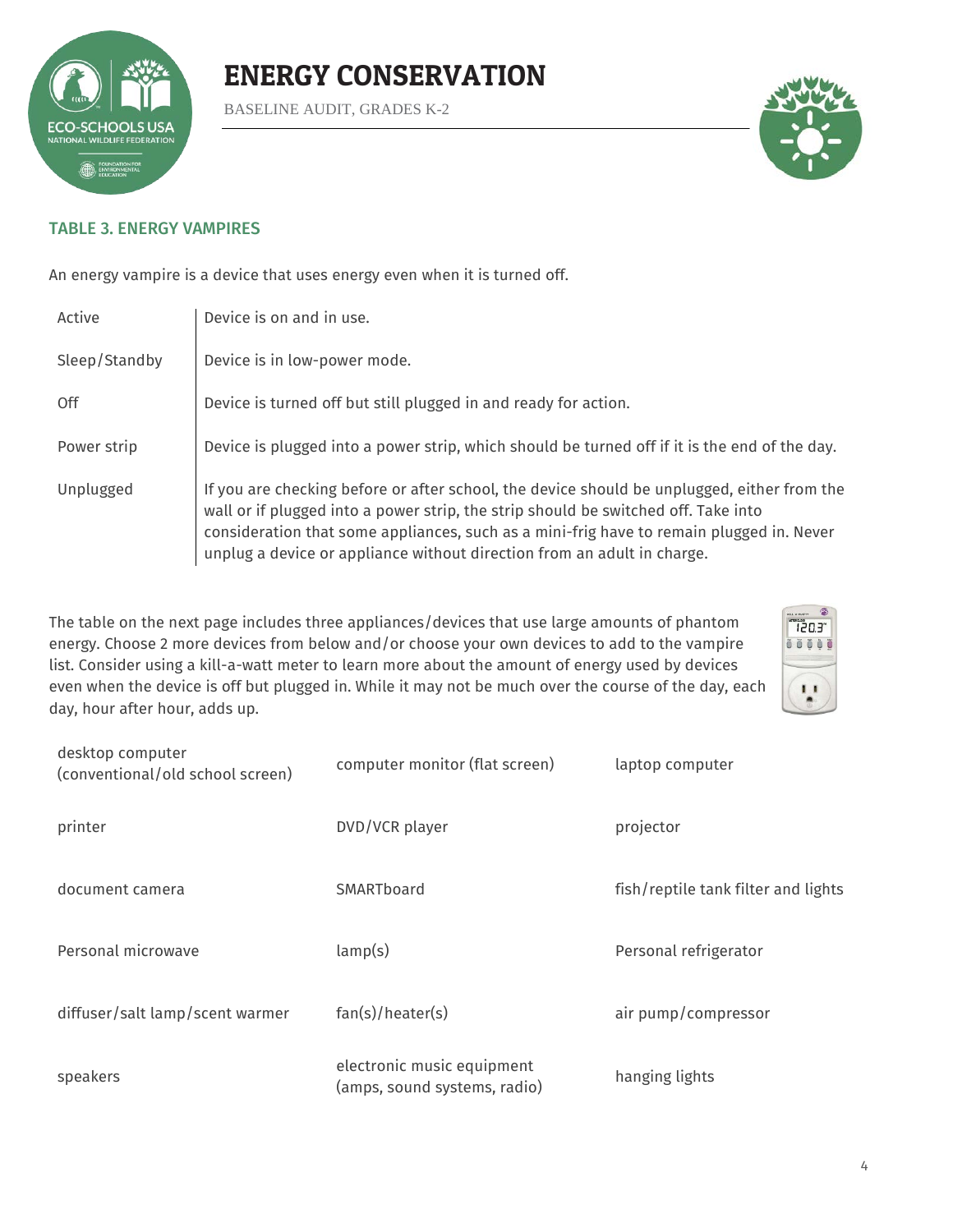# ENERGY CONSERVATION

BASELINE AUDIT, GRADES K-2

## TABLE 3. ENERGY VAMPIRES

An energy vampire is a device that uses energy even when it is turned off.

| | |
|---|---|
| Active | Device is on and in use. |
| Sleep/Standby | Device is in low-power mode. |
| Off | Device is turned off but still plugged in and ready for action. |
| Power strip | Device is plugged into a power strip, which should be turned off if it is the end of the day. |
| Unplugged | If you are checking before or after school, the device should be unplugged, either from the wall or if plugged into a power strip, the strip should be switched off. Take into consideration that some appliances, such as a mini-frig have to remain plugged in. Never unplug a device or appliance without direction from an adult in charge. |

The table on the next page includes three appliances/devices that use large amounts of phantom energy. Choose 2 more devices from below and/or choose your own devices to add to the vampire list. Consider using a kill-a-watt meter to learn more about the amount of energy used by devices even when the device is off but plugged in. While it may not be much over the course of the day, each day, hour after hour, adds up.

| | | |
|---|---|---|
| desktop computer (conventional/old school screen) | computer monitor (flat screen) | laptop computer |
| printer | DVD/VCR player | projector |
| document camera | SMARTboard | fish/reptile tank filter and lights |
| Personal microwave | lamp(s) | Personal refrigerator |
| diffuser/salt lamp/scent warmer | fan(s)/heater(s) | air pump/compressor |
| speakers | electronic music equipment (amps, sound systems, radio) | hanging lights |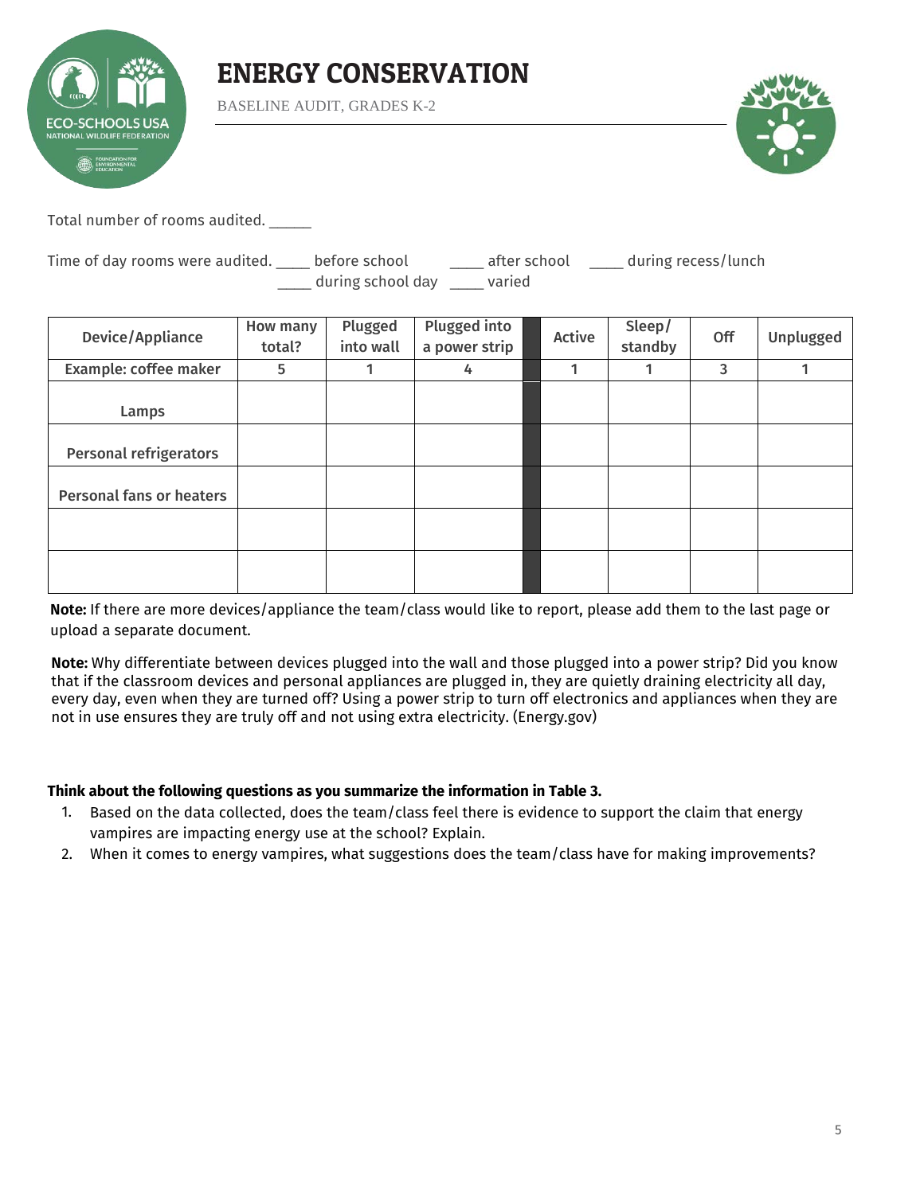# ENERGY CONSERVATION

BASELINE AUDIT, GRADES K-2

Total number of rooms audited. _____

Time of day rooms were audited. ____ before school ____ after school ____ during recess/lunch ____ during school day ____ varied

| Device/Appliance | How many total? | Plugged into wall | Plugged into a power strip | | Active | Sleep/ standby | Off | Unplugged |
|---|---|---|---|---|---|---|---|---|
| Example: coffee maker | 5 | 1 | 4 | | 1 | 1 | 3 | 1 |
| Lamps | | | | | | | | |
| Personal refrigerators | | | | | | | | |
| Personal fans or heaters | | | | | | | | |
| | | | | | | | | |
| | | | | | | | | |

**Note:** If there are more devices/appliance the team/class would like to report, please add them to the last page or upload a separate document.

**Note:** Why differentiate between devices plugged into the wall and those plugged into a power strip? Did you know that if the classroom devices and personal appliances are plugged in, they are quietly draining electricity all day, every day, even when they are turned off? Using a power strip to turn off electronics and appliances when they are not in use ensures they are truly off and not using extra electricity. (Energy.gov)

**Think about the following questions as you summarize the information in Table 3.**

1. Based on the data collected, does the team/class feel there is evidence to support the claim that energy vampires are impacting energy use at the school? Explain.
2. When it comes to energy vampires, what suggestions does the team/class have for making improvements?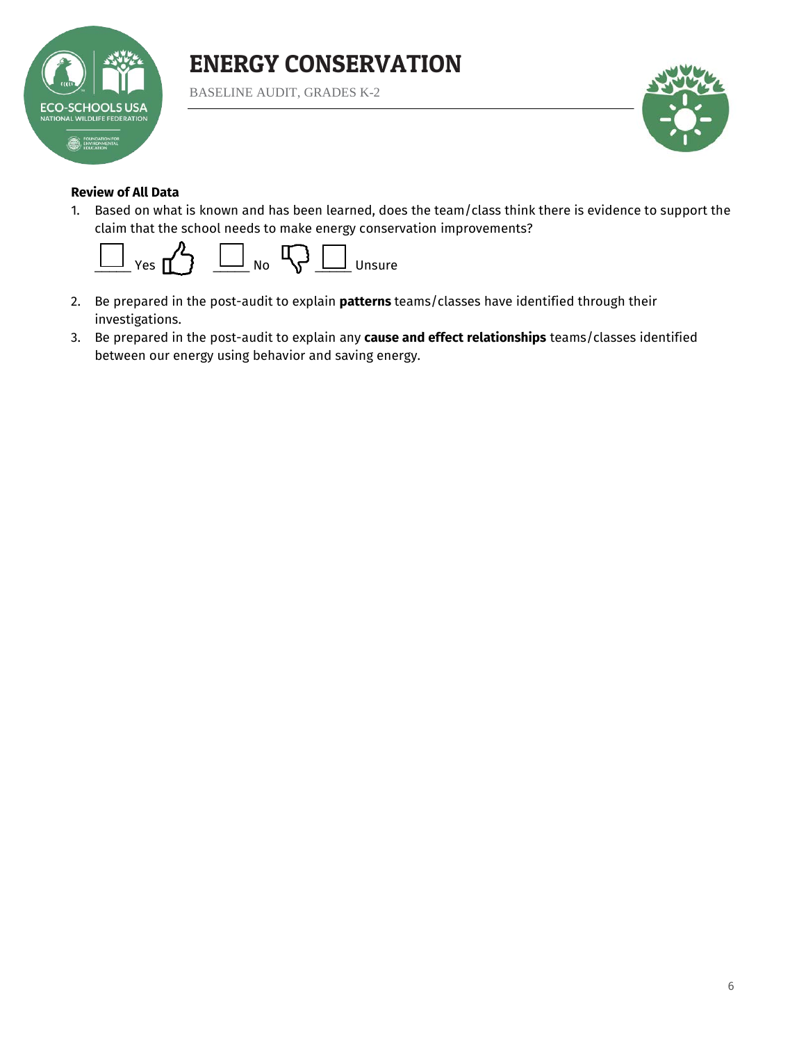# ENERGY CONSERVATION

BASELINE AUDIT, GRADES K-2

**Review of All Data**

1. Based on what is known and has been learned, does the team/class think there is evidence to support the claim that the school needs to make energy conservation improvements?

   ☐ Yes ☐ No ☐ Unsure

2. Be prepared in the post-audit to explain **patterns** teams/classes have identified through their investigations.
3. Be prepared in the post-audit to explain any **cause and effect relationships** teams/classes identified between our energy using behavior and saving energy.